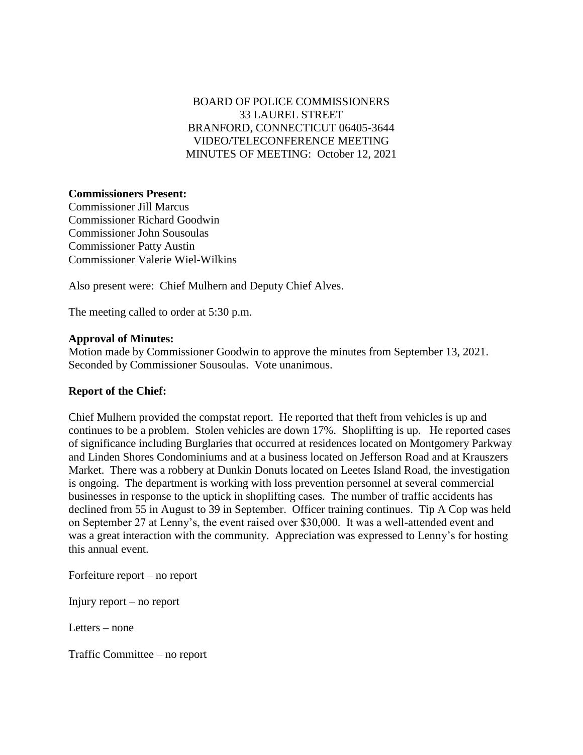BOARD OF POLICE COMMISSIONERS
33 LAUREL STREET
BRANFORD, CONNECTICUT 06405-3644
VIDEO/TELECONFERENCE MEETING
MINUTES OF MEETING: October 12, 2021

**Commissioners Present:**
Commissioner Jill Marcus
Commissioner Richard Goodwin
Commissioner John Sousoulas
Commissioner Patty Austin
Commissioner Valerie Wiel-Wilkins

Also present were: Chief Mulhern and Deputy Chief Alves.

The meeting called to order at 5:30 p.m.

**Approval of Minutes:**
Motion made by Commissioner Goodwin to approve the minutes from September 13, 2021. Seconded by Commissioner Sousoulas. Vote unanimous.

**Report of the Chief:**

Chief Mulhern provided the compstat report. He reported that theft from vehicles is up and continues to be a problem. Stolen vehicles are down 17%. Shoplifting is up. He reported cases of significance including Burglaries that occurred at residences located on Montgomery Parkway and Linden Shores Condominiums and at a business located on Jefferson Road and at Krauszers Market. There was a robbery at Dunkin Donuts located on Leetes Island Road, the investigation is ongoing. The department is working with loss prevention personnel at several commercial businesses in response to the uptick in shoplifting cases. The number of traffic accidents has declined from 55 in August to 39 in September. Officer training continues. Tip A Cop was held on September 27 at Lenny's, the event raised over $30,000. It was a well-attended event and was a great interaction with the community. Appreciation was expressed to Lenny's for hosting this annual event.

Forfeiture report – no report

Injury report – no report

Letters – none

Traffic Committee – no report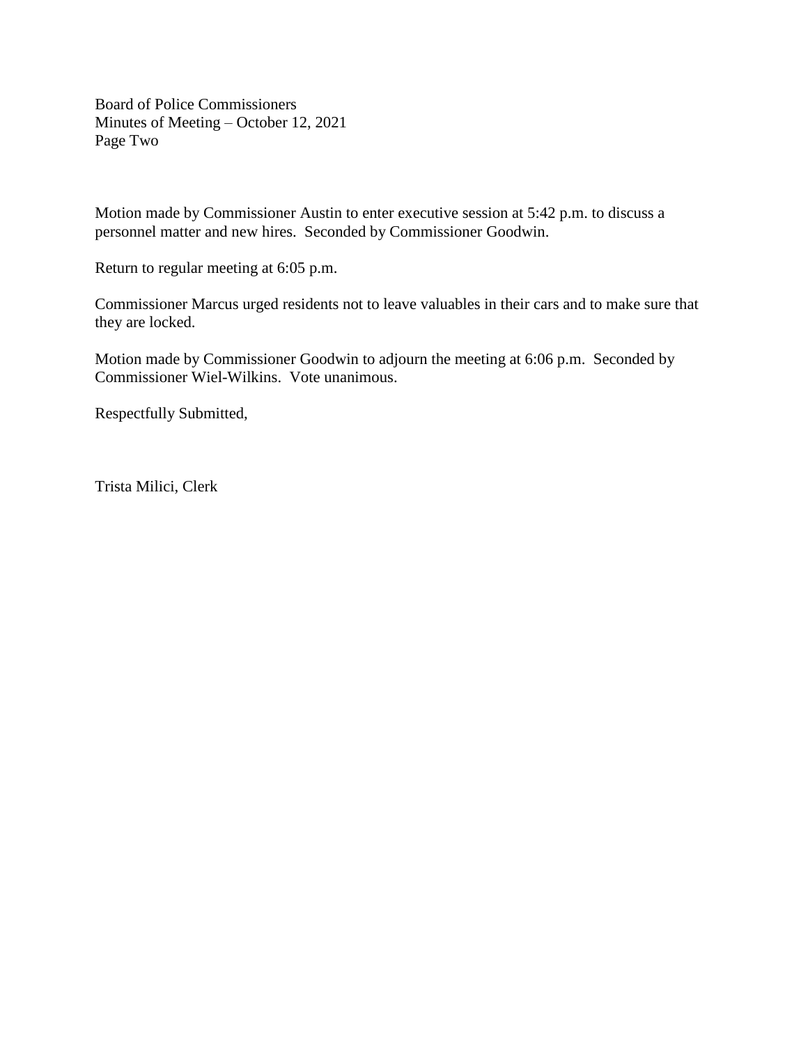Motion made by Commissioner Austin to enter executive session at 5:42 p.m. to discuss a personnel matter and new hires. Seconded by Commissioner Goodwin.

Return to regular meeting at 6:05 p.m.

Commissioner Marcus urged residents not to leave valuables in their cars and to make sure that they are locked.

Motion made by Commissioner Goodwin to adjourn the meeting at 6:06 p.m. Seconded by Commissioner Wiel-Wilkins. Vote unanimous.

Respectfully Submitted,

Trista Milici, Clerk